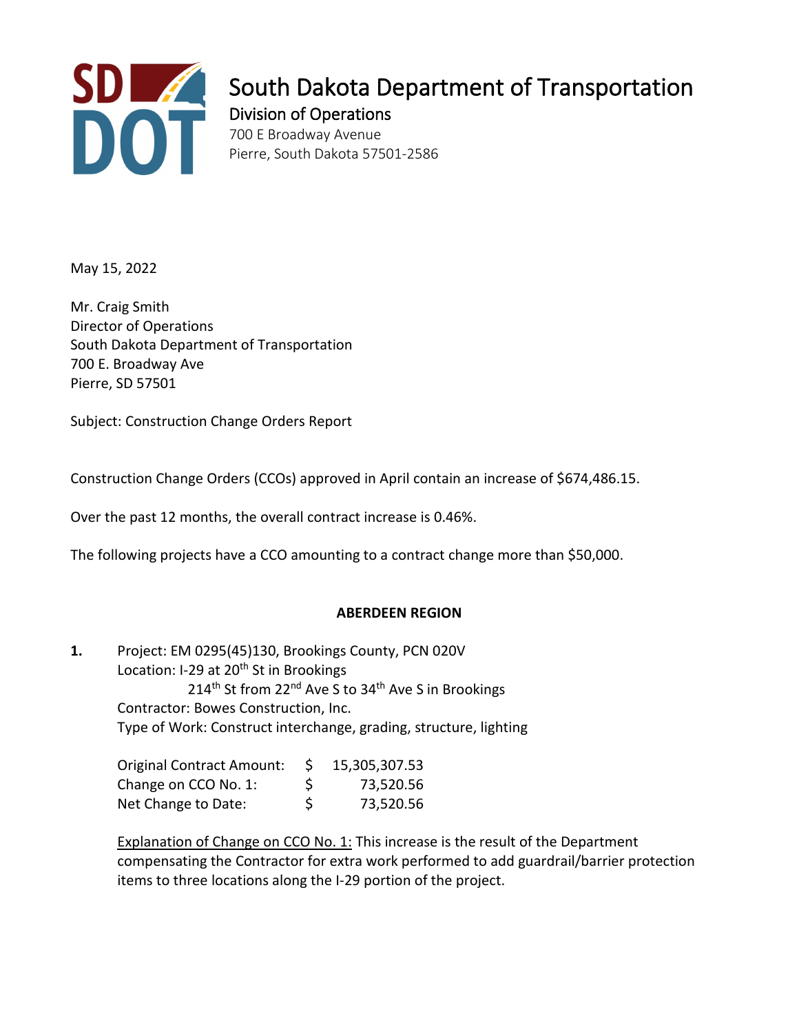# South Dakota Department of Transportation

## Division of Operations

700 E Broadway Avenue
Pierre, South Dakota 57501-2586

May 15, 2022

Mr. Craig Smith
Director of Operations
South Dakota Department of Transportation
700 E. Broadway Ave
Pierre, SD 57501

Subject: Construction Change Orders Report

Construction Change Orders (CCOs) approved in April contain an increase of $674,486.15.

Over the past 12 months, the overall contract increase is 0.46%.

The following projects have a CCO amounting to a contract change more than $50,000.

**ABERDEEN REGION**

**1.** Project: EM 0295(45)130, Brookings County, PCN 020V
Location: I-29 at 20th St in Brookings
214th St from 22nd Ave S to 34th Ave S in Brookings
Contractor: Bowes Construction, Inc.
Type of Work: Construct interchange, grading, structure, lighting

| | | |
|---|---|---|
| Original Contract Amount: | $ | 15,305,307.53 |
| Change on CCO No. 1: | $ | 73,520.56 |
| Net Change to Date: | $ | 73,520.56 |

Explanation of Change on CCO No. 1: This increase is the result of the Department compensating the Contractor for extra work performed to add guardrail/barrier protection items to three locations along the I-29 portion of the project.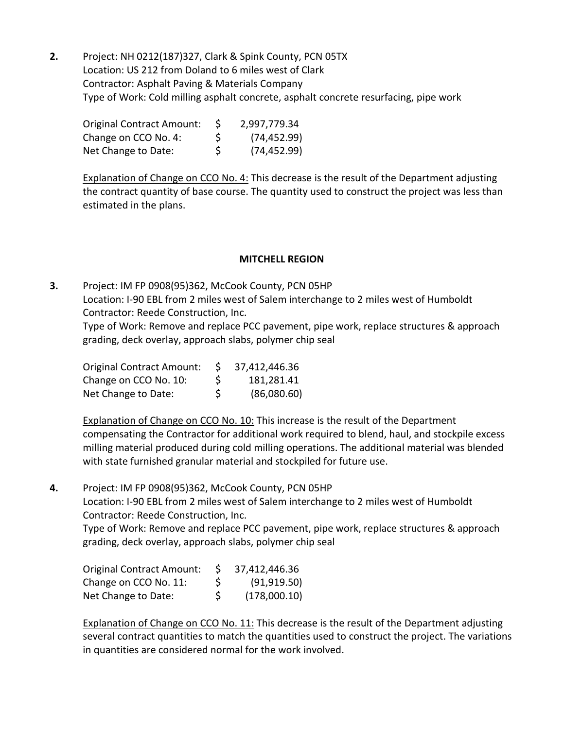**2.** Project: NH 0212(187)327, Clark & Spink County, PCN 05TX
Location: US 212 from Doland to 6 miles west of Clark
Contractor: Asphalt Paving & Materials Company
Type of Work: Cold milling asphalt concrete, asphalt concrete resurfacing, pipe work

| | | |
|---|---|---|
| Original Contract Amount: | $ | 2,997,779.34 |
| Change on CCO No. 4: | $ | (74,452.99) |
| Net Change to Date: | $ | (74,452.99) |

Explanation of Change on CCO No. 4: This decrease is the result of the Department adjusting the contract quantity of base course. The quantity used to construct the project was less than estimated in the plans.

**MITCHELL REGION**

**3.** Project: IM FP 0908(95)362, McCook County, PCN 05HP
Location: I-90 EBL from 2 miles west of Salem interchange to 2 miles west of Humboldt
Contractor: Reede Construction, Inc.
Type of Work: Remove and replace PCC pavement, pipe work, replace structures & approach grading, deck overlay, approach slabs, polymer chip seal

| | | |
|---|---|---|
| Original Contract Amount: | $ | 37,412,446.36 |
| Change on CCO No. 10: | $ | 181,281.41 |
| Net Change to Date: | $ | (86,080.60) |

Explanation of Change on CCO No. 10: This increase is the result of the Department compensating the Contractor for additional work required to blend, haul, and stockpile excess milling material produced during cold milling operations. The additional material was blended with state furnished granular material and stockpiled for future use.

**4.** Project: IM FP 0908(95)362, McCook County, PCN 05HP
Location: I-90 EBL from 2 miles west of Salem interchange to 2 miles west of Humboldt
Contractor: Reede Construction, Inc.
Type of Work: Remove and replace PCC pavement, pipe work, replace structures & approach grading, deck overlay, approach slabs, polymer chip seal

| | | |
|---|---|---|
| Original Contract Amount: | $ | 37,412,446.36 |
| Change on CCO No. 11: | $ | (91,919.50) |
| Net Change to Date: | $ | (178,000.10) |

Explanation of Change on CCO No. 11: This decrease is the result of the Department adjusting several contract quantities to match the quantities used to construct the project. The variations in quantities are considered normal for the work involved.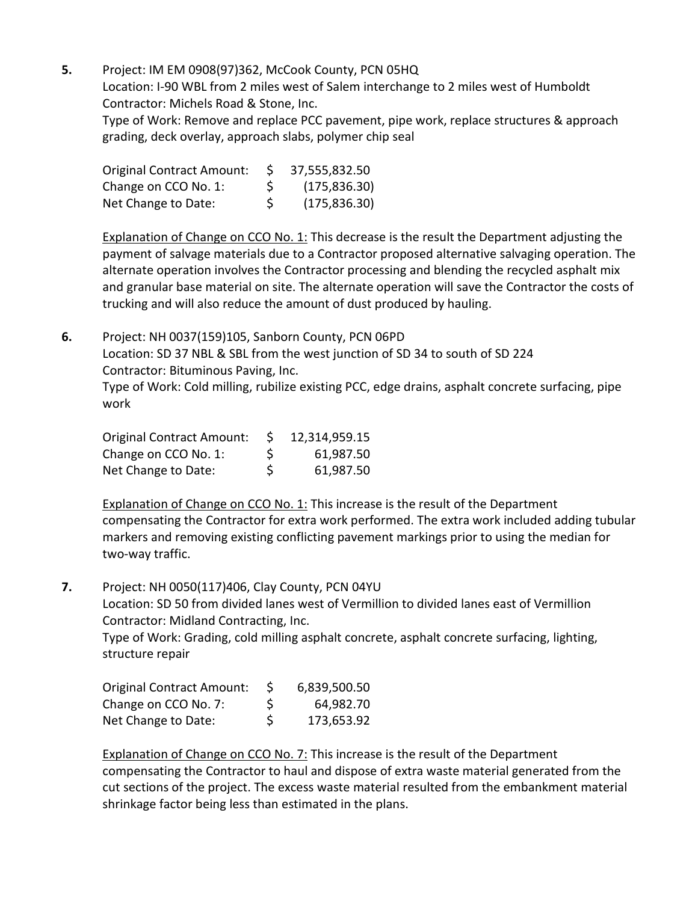5. Project: IM EM 0908(97)362, McCook County, PCN 05HQ
   Location: I-90 WBL from 2 miles west of Salem interchange to 2 miles west of Humboldt
   Contractor: Michels Road & Stone, Inc.
   Type of Work: Remove and replace PCC pavement, pipe work, replace structures & approach grading, deck overlay, approach slabs, polymer chip seal

| | | |
|---|---|---|
| Original Contract Amount: | $ | 37,555,832.50 |
| Change on CCO No. 1: | $ | (175,836.30) |
| Net Change to Date: | $ | (175,836.30) |

   Explanation of Change on CCO No. 1: This decrease is the result the Department adjusting the payment of salvage materials due to a Contractor proposed alternative salvaging operation. The alternate operation involves the Contractor processing and blending the recycled asphalt mix and granular base material on site. The alternate operation will save the Contractor the costs of trucking and will also reduce the amount of dust produced by hauling.

6. Project: NH 0037(159)105, Sanborn County, PCN 06PD
   Location: SD 37 NBL & SBL from the west junction of SD 34 to south of SD 224
   Contractor: Bituminous Paving, Inc.
   Type of Work: Cold milling, rubilize existing PCC, edge drains, asphalt concrete surfacing, pipe work

| | | |
|---|---|---|
| Original Contract Amount: | $ | 12,314,959.15 |
| Change on CCO No. 1: | $ | 61,987.50 |
| Net Change to Date: | $ | 61,987.50 |

   Explanation of Change on CCO No. 1: This increase is the result of the Department compensating the Contractor for extra work performed. The extra work included adding tubular markers and removing existing conflicting pavement markings prior to using the median for two-way traffic.

7. Project: NH 0050(117)406, Clay County, PCN 04YU
   Location: SD 50 from divided lanes west of Vermillion to divided lanes east of Vermillion
   Contractor: Midland Contracting, Inc.
   Type of Work: Grading, cold milling asphalt concrete, asphalt concrete surfacing, lighting, structure repair

| | | |
|---|---|---|
| Original Contract Amount: | $ | 6,839,500.50 |
| Change on CCO No. 7: | $ | 64,982.70 |
| Net Change to Date: | $ | 173,653.92 |

   Explanation of Change on CCO No. 7: This increase is the result of the Department compensating the Contractor to haul and dispose of extra waste material generated from the cut sections of the project. The excess waste material resulted from the embankment material shrinkage factor being less than estimated in the plans.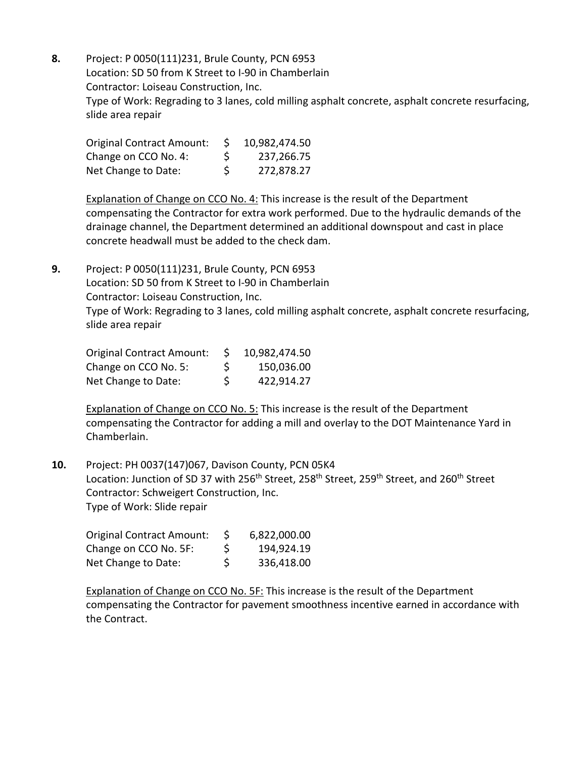**8.** Project: P 0050(111)231, Brule County, PCN 6953
Location: SD 50 from K Street to I-90 in Chamberlain
Contractor: Loiseau Construction, Inc.
Type of Work: Regrading to 3 lanes, cold milling asphalt concrete, asphalt concrete resurfacing, slide area repair

| | | |
|---|---|---|
| Original Contract Amount: | $ | 10,982,474.50 |
| Change on CCO No. 4: | $ | 237,266.75 |
| Net Change to Date: | $ | 272,878.27 |

<u>Explanation of Change on CCO No. 4:</u> This increase is the result of the Department compensating the Contractor for extra work performed. Due to the hydraulic demands of the drainage channel, the Department determined an additional downspout and cast in place concrete headwall must be added to the check dam.

**9.** Project: P 0050(111)231, Brule County, PCN 6953
Location: SD 50 from K Street to I-90 in Chamberlain
Contractor: Loiseau Construction, Inc.
Type of Work: Regrading to 3 lanes, cold milling asphalt concrete, asphalt concrete resurfacing, slide area repair

| | | |
|---|---|---|
| Original Contract Amount: | $ | 10,982,474.50 |
| Change on CCO No. 5: | $ | 150,036.00 |
| Net Change to Date: | $ | 422,914.27 |

<u>Explanation of Change on CCO No. 5:</u> This increase is the result of the Department compensating the Contractor for adding a mill and overlay to the DOT Maintenance Yard in Chamberlain.

**10.** Project: PH 0037(147)067, Davison County, PCN 05K4
Location: Junction of SD 37 with 256th Street, 258th Street, 259th Street, and 260th Street
Contractor: Schweigert Construction, Inc.
Type of Work: Slide repair

| | | |
|---|---|---|
| Original Contract Amount: | $ | 6,822,000.00 |
| Change on CCO No. 5F: | $ | 194,924.19 |
| Net Change to Date: | $ | 336,418.00 |

<u>Explanation of Change on CCO No. 5F:</u> This increase is the result of the Department compensating the Contractor for pavement smoothness incentive earned in accordance with the Contract.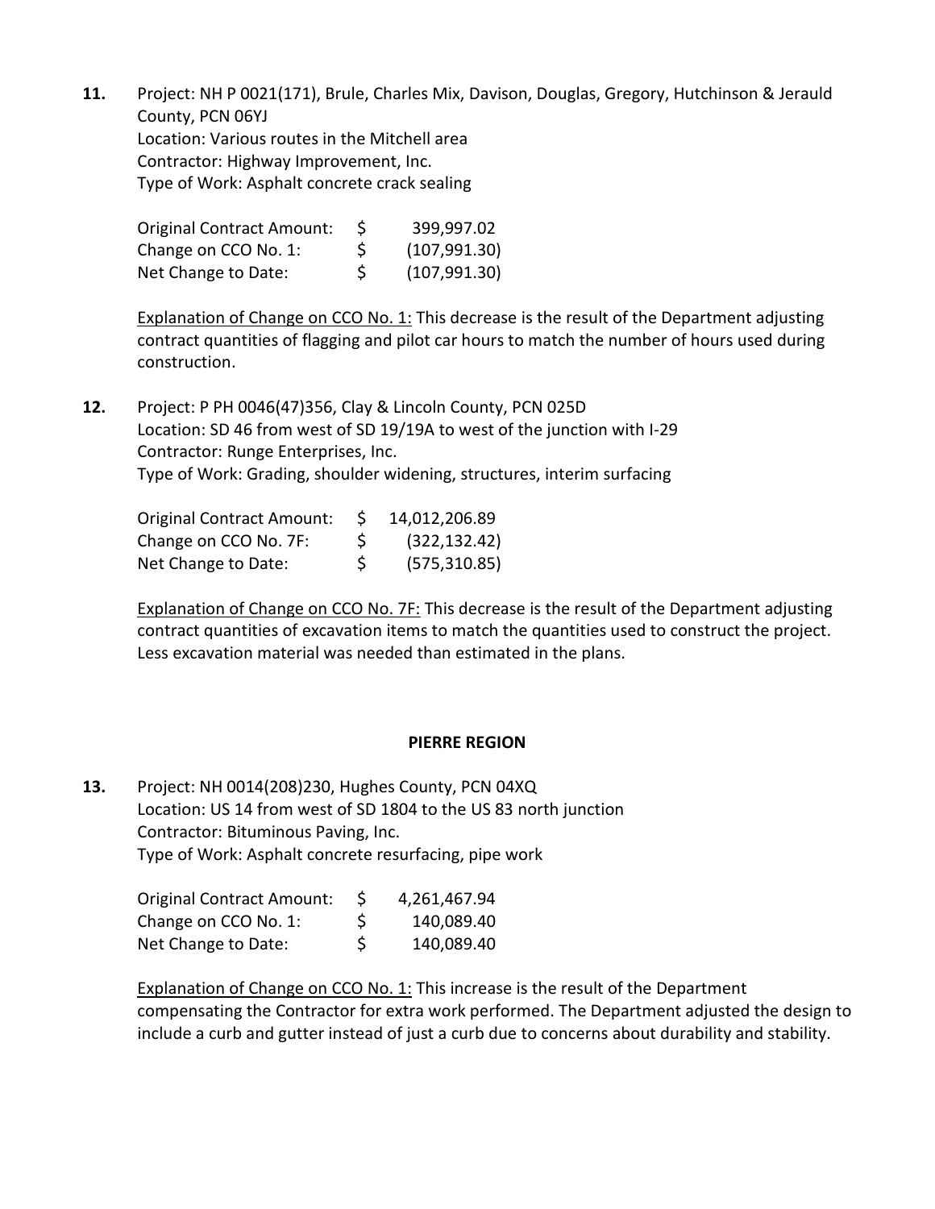11. Project: NH P 0021(171), Brule, Charles Mix, Davison, Douglas, Gregory, Hutchinson & Jerauld County, PCN 06YJ
    Location: Various routes in the Mitchell area
    Contractor: Highway Improvement, Inc.
    Type of Work: Asphalt concrete crack sealing

| | | |
|---|---|---|
| Original Contract Amount: | $ | 399,997.02 |
| Change on CCO No. 1: | $ | (107,991.30) |
| Net Change to Date: | $ | (107,991.30) |

Explanation of Change on CCO No. 1: This decrease is the result of the Department adjusting contract quantities of flagging and pilot car hours to match the number of hours used during construction.

12. Project: P PH 0046(47)356, Clay & Lincoln County, PCN 025D
    Location: SD 46 from west of SD 19/19A to west of the junction with I-29
    Contractor: Runge Enterprises, Inc.
    Type of Work: Grading, shoulder widening, structures, interim surfacing

| | | |
|---|---|---|
| Original Contract Amount: | $ | 14,012,206.89 |
| Change on CCO No. 7F: | $ | (322,132.42) |
| Net Change to Date: | $ | (575,310.85) |

Explanation of Change on CCO No. 7F: This decrease is the result of the Department adjusting contract quantities of excavation items to match the quantities used to construct the project. Less excavation material was needed than estimated in the plans.

**PIERRE REGION**

13. Project: NH 0014(208)230, Hughes County, PCN 04XQ
    Location: US 14 from west of SD 1804 to the US 83 north junction
    Contractor: Bituminous Paving, Inc.
    Type of Work: Asphalt concrete resurfacing, pipe work

| | | |
|---|---|---|
| Original Contract Amount: | $ | 4,261,467.94 |
| Change on CCO No. 1: | $ | 140,089.40 |
| Net Change to Date: | $ | 140,089.40 |

Explanation of Change on CCO No. 1: This increase is the result of the Department compensating the Contractor for extra work performed. The Department adjusted the design to include a curb and gutter instead of just a curb due to concerns about durability and stability.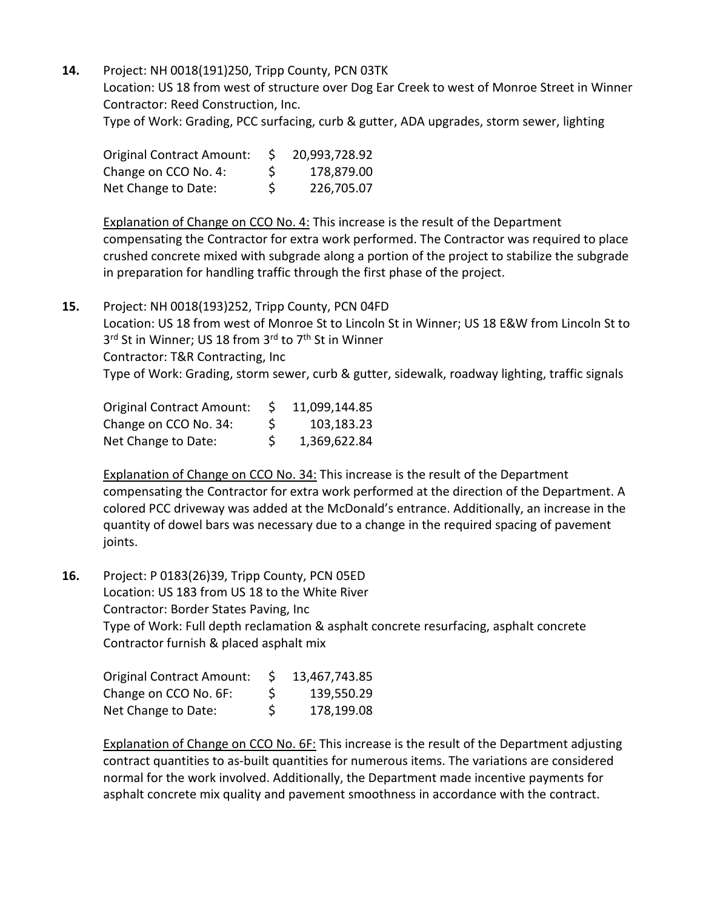**14.** Project: NH 0018(191)250, Tripp County, PCN 03TK
Location: US 18 from west of structure over Dog Ear Creek to west of Monroe Street in Winner
Contractor: Reed Construction, Inc.
Type of Work: Grading, PCC surfacing, curb & gutter, ADA upgrades, storm sewer, lighting

| | | |
|---|---|---|
| Original Contract Amount: | $ | 20,993,728.92 |
| Change on CCO No. 4: | $ | 178,879.00 |
| Net Change to Date: | $ | 226,705.07 |

Explanation of Change on CCO No. 4: This increase is the result of the Department compensating the Contractor for extra work performed. The Contractor was required to place crushed concrete mixed with subgrade along a portion of the project to stabilize the subgrade in preparation for handling traffic through the first phase of the project.

**15.** Project: NH 0018(193)252, Tripp County, PCN 04FD
Location: US 18 from west of Monroe St to Lincoln St in Winner; US 18 E&W from Lincoln St to 3rd St in Winner; US 18 from 3rd to 7th St in Winner
Contractor: T&R Contracting, Inc
Type of Work: Grading, storm sewer, curb & gutter, sidewalk, roadway lighting, traffic signals

| | | |
|---|---|---|
| Original Contract Amount: | $ | 11,099,144.85 |
| Change on CCO No. 34: | $ | 103,183.23 |
| Net Change to Date: | $ | 1,369,622.84 |

Explanation of Change on CCO No. 34: This increase is the result of the Department compensating the Contractor for extra work performed at the direction of the Department. A colored PCC driveway was added at the McDonald's entrance. Additionally, an increase in the quantity of dowel bars was necessary due to a change in the required spacing of pavement joints.

**16.** Project: P 0183(26)39, Tripp County, PCN 05ED
Location: US 183 from US 18 to the White River
Contractor: Border States Paving, Inc
Type of Work: Full depth reclamation & asphalt concrete resurfacing, asphalt concrete Contractor furnish & placed asphalt mix

| | | |
|---|---|---|
| Original Contract Amount: | $ | 13,467,743.85 |
| Change on CCO No. 6F: | $ | 139,550.29 |
| Net Change to Date: | $ | 178,199.08 |

Explanation of Change on CCO No. 6F: This increase is the result of the Department adjusting contract quantities to as-built quantities for numerous items. The variations are considered normal for the work involved. Additionally, the Department made incentive payments for asphalt concrete mix quality and pavement smoothness in accordance with the contract.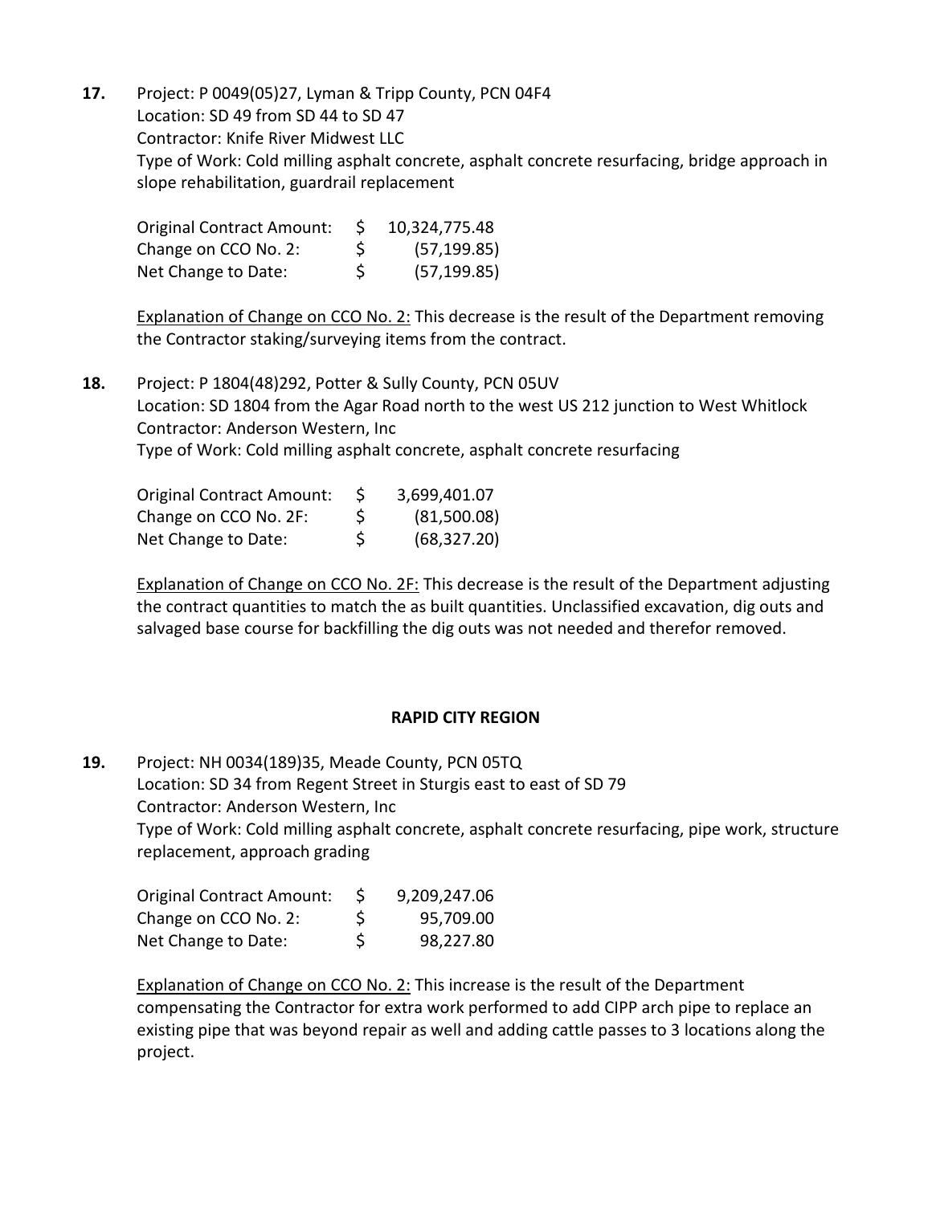**17.** Project: P 0049(05)27, Lyman & Tripp County, PCN 04F4
Location: SD 49 from SD 44 to SD 47
Contractor: Knife River Midwest LLC
Type of Work: Cold milling asphalt concrete, asphalt concrete resurfacing, bridge approach in slope rehabilitation, guardrail replacement

| | | |
|---|---|---|
| Original Contract Amount: | $ | 10,324,775.48 |
| Change on CCO No. 2: | $ | (57,199.85) |
| Net Change to Date: | $ | (57,199.85) |

Explanation of Change on CCO No. 2: This decrease is the result of the Department removing the Contractor staking/surveying items from the contract.

**18.** Project: P 1804(48)292, Potter & Sully County, PCN 05UV
Location: SD 1804 from the Agar Road north to the west US 212 junction to West Whitlock
Contractor: Anderson Western, Inc
Type of Work: Cold milling asphalt concrete, asphalt concrete resurfacing

| | | |
|---|---|---|
| Original Contract Amount: | $ | 3,699,401.07 |
| Change on CCO No. 2F: | $ | (81,500.08) |
| Net Change to Date: | $ | (68,327.20) |

Explanation of Change on CCO No. 2F: This decrease is the result of the Department adjusting the contract quantities to match the as built quantities. Unclassified excavation, dig outs and salvaged base course for backfilling the dig outs was not needed and therefor removed.

## RAPID CITY REGION

**19.** Project: NH 0034(189)35, Meade County, PCN 05TQ
Location: SD 34 from Regent Street in Sturgis east to east of SD 79
Contractor: Anderson Western, Inc
Type of Work: Cold milling asphalt concrete, asphalt concrete resurfacing, pipe work, structure replacement, approach grading

| | | |
|---|---|---|
| Original Contract Amount: | $ | 9,209,247.06 |
| Change on CCO No. 2: | $ | 95,709.00 |
| Net Change to Date: | $ | 98,227.80 |

Explanation of Change on CCO No. 2: This increase is the result of the Department compensating the Contractor for extra work performed to add CIPP arch pipe to replace an existing pipe that was beyond repair as well and adding cattle passes to 3 locations along the project.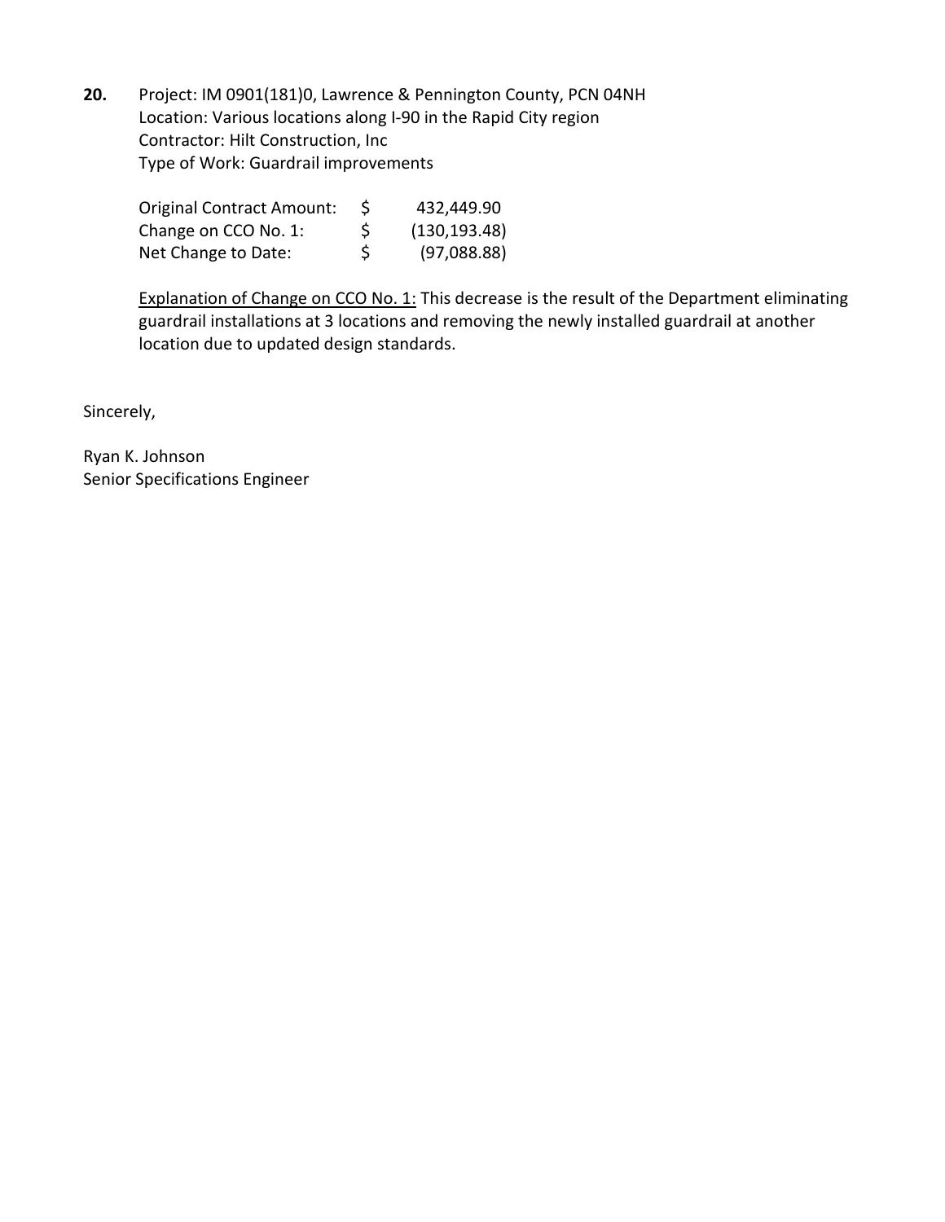**20.** Project: IM 0901(181)0, Lawrence & Pennington County, PCN 04NH
Location: Various locations along I-90 in the Rapid City region
Contractor: Hilt Construction, Inc
Type of Work: Guardrail improvements

| | | |
|---|---|---|
| Original Contract Amount: | $ | 432,449.90 |
| Change on CCO No. 1: | $ | (130,193.48) |
| Net Change to Date: | $ | (97,088.88) |

Explanation of Change on CCO No. 1: This decrease is the result of the Department eliminating guardrail installations at 3 locations and removing the newly installed guardrail at another location due to updated design standards.

Sincerely,

Ryan K. Johnson
Senior Specifications Engineer